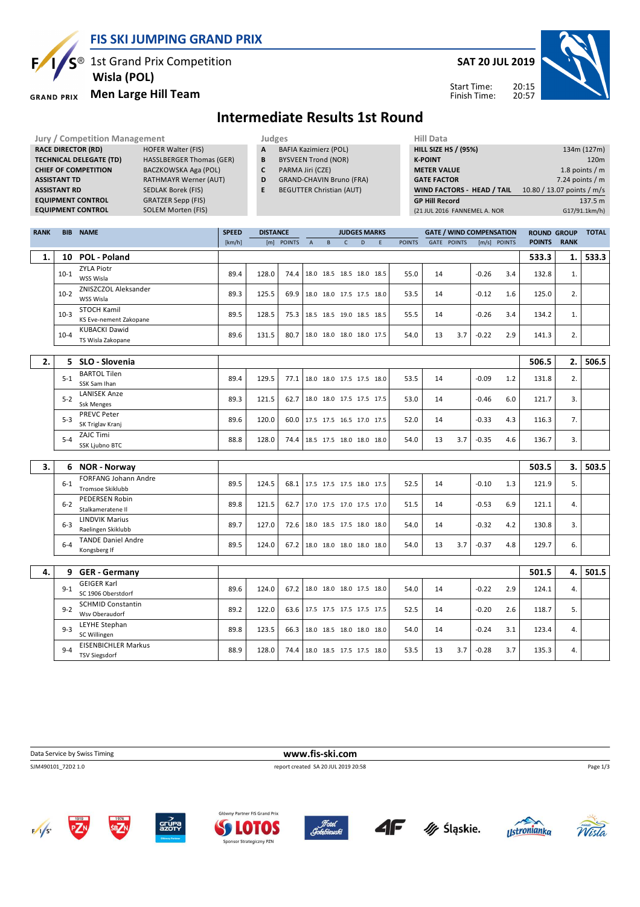# FIS SKI JUMPING GRAND PRIX

1st Grand Prix Competition
**Wisla (POL)**
**Men Large Hill Team**

**SAT 20 JUL 2019**

Start Time: 20:15
Finish Time: 20:57

## Intermediate Results 1st Round

| Jury / Competition Management | |
|---|---|
| **RACE DIRECTOR (RD)** | HOFER Walter (FIS) |
| **TECHNICAL DELEGATE (TD)** | HASSLBERGER Thomas (GER) |
| **CHIEF OF COMPETITION** | BACZKOWSKA Aga (POL) |
| **ASSISTANT TD** | RATHMAYR Werner (AUT) |
| **ASSISTANT RD** | SEDLAK Borek (FIS) |
| **EQUIPMENT CONTROL** | GRATZER Sepp (FIS) |
| **EQUIPMENT CONTROL** | SOLEM Morten (FIS) |

| Judges | |
|---|---|
| **A** | BAFIA Kazimierz (POL) |
| **B** | BYSVEEN Trond (NOR) |
| **C** | PARMA Jiri (CZE) |
| **D** | GRAND-CHAVIN Bruno (FRA) |
| **E** | BEGUTTER Christian (AUT) |

| Hill Data | |
|---|---|
| **HILL SIZE HS / (95%)** | 134m (127m) |
| **K-POINT** | 120m |
| **METER VALUE** | 1.8 points / m |
| **GATE FACTOR** | 7.24 points / m |
| **WIND FACTORS - HEAD / TAIL** | 10.80 / 13.07 points / m/s |
| **GP Hill Record** | 137.5 m |
| (21 JUL 2016 FANNEMEL A. NOR | G17/91.1km/h) |

| RANK | BIB | NAME | SPEED [km/h] | DISTANCE [m] | DISTANCE POINTS | A | B | C | D | E | JUDGES POINTS | GATE | GATE POINTS | WIND [m/s] | WIND POINTS | ROUND POINTS | GROUP RANK | TOTAL |
|---|---|---|---|---|---|---|---|---|---|---|---|---|---|---|---|---|---|---|
| **1.** | **10** | **POL - Poland** | | | | | | | | | | | | | | **533.3** | **1.** | **533.3** |
| | 10-1 | ZYLA Piotr<br>WSS Wisla | 89.4 | 128.0 | 74.4 | 18.0 | 18.5 | 18.5 | 18.0 | 18.5 | 55.0 | 14 | | -0.26 | 3.4 | 132.8 | 1. | |
| | 10-2 | ZNISZCZOL Aleksander<br>WSS Wisla | 89.3 | 125.5 | 69.9 | 18.0 | 18.0 | 17.5 | 17.5 | 18.0 | 53.5 | 14 | | -0.12 | 1.6 | 125.0 | 2. | |
| | 10-3 | STOCH Kamil<br>KS Eve-nement Zakopane | 89.5 | 128.5 | 75.3 | 18.5 | 18.5 | 19.0 | 18.5 | 18.5 | 55.5 | 14 | | -0.26 | 3.4 | 134.2 | 1. | |
| | 10-4 | KUBACKI Dawid<br>TS Wisla Zakopane | 89.6 | 131.5 | 80.7 | 18.0 | 18.0 | 18.0 | 18.0 | 17.5 | 54.0 | 13 | 3.7 | -0.22 | 2.9 | 141.3 | 2. | |
| **2.** | **5** | **SLO - Slovenia** | | | | | | | | | | | | | | **506.5** | **2.** | **506.5** |
| | 5-1 | BARTOL Tilen<br>SSK Sam Ihan | 89.4 | 129.5 | 77.1 | 18.0 | 18.0 | 17.5 | 17.5 | 18.0 | 53.5 | 14 | | -0.09 | 1.2 | 131.8 | 2. | |
| | 5-2 | LANISEK Anze<br>Ssk Menges | 89.3 | 121.5 | 62.7 | 18.0 | 18.0 | 17.5 | 17.5 | 17.5 | 53.0 | 14 | | -0.46 | 6.0 | 121.7 | 3. | |
| | 5-3 | PREVC Peter<br>SK Triglav Kranj | 89.6 | 120.0 | 60.0 | 17.5 | 17.5 | 16.5 | 17.0 | 17.5 | 52.0 | 14 | | -0.33 | 4.3 | 116.3 | 7. | |
| | 5-4 | ZAJC Timi<br>SSK Ljubno BTC | 88.8 | 128.0 | 74.4 | 18.5 | 17.5 | 18.0 | 18.0 | 18.0 | 54.0 | 13 | 3.7 | -0.35 | 4.6 | 136.7 | 3. | |
| **3.** | **6** | **NOR - Norway** | | | | | | | | | | | | | | **503.5** | **3.** | **503.5** |
| | 6-1 | FORFANG Johann Andre<br>Tromsoe Skiklubb | 89.5 | 124.5 | 68.1 | 17.5 | 17.5 | 17.5 | 18.0 | 17.5 | 52.5 | 14 | | -0.10 | 1.3 | 121.9 | 5. | |
| | 6-2 | PEDERSEN Robin<br>Stalkameratene II | 89.8 | 121.5 | 62.7 | 17.0 | 17.5 | 17.0 | 17.5 | 17.0 | 51.5 | 14 | | -0.53 | 6.9 | 121.1 | 4. | |
| | 6-3 | LINDVIK Marius<br>Raelingen Skiklubb | 89.7 | 127.0 | 72.6 | 18.0 | 18.5 | 17.5 | 18.0 | 18.0 | 54.0 | 14 | | -0.32 | 4.2 | 130.8 | 3. | |
| | 6-4 | TANDE Daniel Andre<br>Kongsberg If | 89.5 | 124.0 | 67.2 | 18.0 | 18.0 | 18.0 | 18.0 | 18.0 | 54.0 | 13 | 3.7 | -0.37 | 4.8 | 129.7 | 6. | |
| **4.** | **9** | **GER - Germany** | | | | | | | | | | | | | | **501.5** | **4.** | **501.5** |
| | 9-1 | GEIGER Karl<br>SC 1906 Oberstdorf | 89.6 | 124.0 | 67.2 | 18.0 | 18.0 | 18.0 | 17.5 | 18.0 | 54.0 | 14 | | -0.22 | 2.9 | 124.1 | 4. | |
| | 9-2 | SCHMID Constantin<br>Wsv Oberaudorf | 89.2 | 122.0 | 63.6 | 17.5 | 17.5 | 17.5 | 17.5 | 17.5 | 52.5 | 14 | | -0.20 | 2.6 | 118.7 | 5. | |
| | 9-3 | LEYHE Stephan<br>SC Willingen | 89.8 | 123.5 | 66.3 | 18.0 | 18.5 | 18.0 | 18.0 | 18.0 | 54.0 | 14 | | -0.24 | 3.1 | 123.4 | 4. | |
| | 9-4 | EISENBICHLER Markus<br>TSV Siegsdorf | 88.9 | 128.0 | 74.4 | 18.0 | 18.5 | 17.5 | 17.5 | 18.0 | 53.5 | 13 | 3.7 | -0.28 | 3.7 | 135.3 | 4. | |

Data Service by Swiss Timing

www.fis-ski.com

SJM490101_72D2 1.0 report created SA 20 JUL 2019 20:58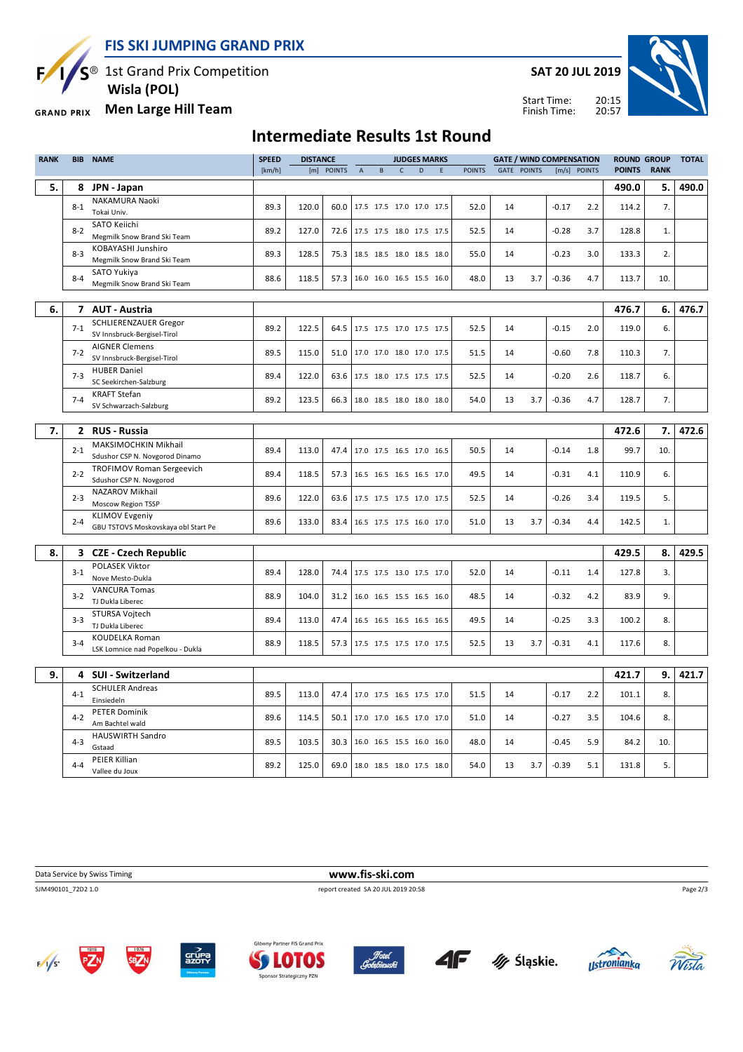# FIS SKI JUMPING GRAND PRIX

1st Grand Prix Competition
**Wisla (POL)**
**Men Large Hill Team**

**SAT 20 JUL 2019**

Start Time: 20:15
Finish Time: 20:57

## Intermediate Results 1st Round

| RANK | BIB | NAME | SPEED [km/h] | DISTANCE [m] | DISTANCE POINTS | A | B | C | D | E | JUDGES POINTS | GATE | GATE POINTS | WIND [m/s] | WIND POINTS | ROUND POINTS | GROUP RANK | TOTAL |
|---|---|---|---|---|---|---|---|---|---|---|---|---|---|---|---|---|---|---|
| 5. | 8 | **JPN - Japan** | | | | | | | | | | | | | | 490.0 | 5. | 490.0 |
| | 8-1 | NAKAMURA Naoki<br>Tokai Univ. | 89.3 | 120.0 | 60.0 | 17.5 | 17.5 | 17.0 | 17.0 | 17.5 | 52.0 | 14 | | -0.17 | 2.2 | 114.2 | 7. | |
| | 8-2 | SATO Keiichi<br>Megmilk Snow Brand Ski Team | 89.2 | 127.0 | 72.6 | 17.5 | 17.5 | 18.0 | 17.5 | 17.5 | 52.5 | 14 | | -0.28 | 3.7 | 128.8 | 1. | |
| | 8-3 | KOBAYASHI Junshiro<br>Megmilk Snow Brand Ski Team | 89.3 | 128.5 | 75.3 | 18.5 | 18.5 | 18.0 | 18.5 | 18.0 | 55.0 | 14 | | -0.23 | 3.0 | 133.3 | 2. | |
| | 8-4 | SATO Yukiya<br>Megmilk Snow Brand Ski Team | 88.6 | 118.5 | 57.3 | 16.0 | 16.0 | 16.5 | 15.5 | 16.0 | 48.0 | 13 | 3.7 | -0.36 | 4.7 | 113.7 | 10. | |
| 6. | 7 | **AUT - Austria** | | | | | | | | | | | | | | 476.7 | 6. | 476.7 |
| | 7-1 | SCHLIERENZAUER Gregor<br>SV Innsbruck-Bergisel-Tirol | 89.2 | 122.5 | 64.5 | 17.5 | 17.5 | 17.0 | 17.5 | 17.5 | 52.5 | 14 | | -0.15 | 2.0 | 119.0 | 6. | |
| | 7-2 | AIGNER Clemens<br>SV Innsbruck-Bergisel-Tirol | 89.5 | 115.0 | 51.0 | 17.0 | 17.0 | 18.0 | 17.0 | 17.5 | 51.5 | 14 | | -0.60 | 7.8 | 110.3 | 7. | |
| | 7-3 | HUBER Daniel<br>SC Seekirchen-Salzburg | 89.4 | 122.0 | 63.6 | 17.5 | 18.0 | 17.5 | 17.5 | 17.5 | 52.5 | 14 | | -0.20 | 2.6 | 118.7 | 6. | |
| | 7-4 | KRAFT Stefan<br>SV Schwarzach-Salzburg | 89.2 | 123.5 | 66.3 | 18.0 | 18.5 | 18.0 | 18.0 | 18.0 | 54.0 | 13 | 3.7 | -0.36 | 4.7 | 128.7 | 7. | |
| 7. | 2 | **RUS - Russia** | | | | | | | | | | | | | | 472.6 | 7. | 472.6 |
| | 2-1 | MAKSIMOCHKIN Mikhail<br>Sdushor CSP N. Novgorod Dinamo | 89.4 | 113.0 | 47.4 | 17.0 | 17.5 | 16.5 | 17.0 | 16.5 | 50.5 | 14 | | -0.14 | 1.8 | 99.7 | 10. | |
| | 2-2 | TROFIMOV Roman Sergeevich<br>Sdushor CSP N. Novgorod | 89.4 | 118.5 | 57.3 | 16.5 | 16.5 | 16.5 | 16.5 | 17.0 | 49.5 | 14 | | -0.31 | 4.1 | 110.9 | 6. | |
| | 2-3 | NAZAROV Mikhail<br>Moscow Region TSSP | 89.6 | 122.0 | 63.6 | 17.5 | 17.5 | 17.5 | 17.0 | 17.5 | 52.5 | 14 | | -0.26 | 3.4 | 119.5 | 5. | |
| | 2-4 | KLIMOV Evgeniy<br>GBU TSTOVS Moskovskaya obl Start Pe | 89.6 | 133.0 | 83.4 | 16.5 | 17.5 | 17.5 | 16.0 | 17.0 | 51.0 | 13 | 3.7 | -0.34 | 4.4 | 142.5 | 1. | |
| 8. | 3 | **CZE - Czech Republic** | | | | | | | | | | | | | | 429.5 | 8. | 429.5 |
| | 3-1 | POLASEK Viktor<br>Nove Mesto-Dukla | 89.4 | 128.0 | 74.4 | 17.5 | 17.5 | 13.0 | 17.5 | 17.0 | 52.0 | 14 | | -0.11 | 1.4 | 127.8 | 3. | |
| | 3-2 | VANCURA Tomas<br>TJ Dukla Liberec | 88.9 | 104.0 | 31.2 | 16.0 | 16.5 | 15.5 | 16.5 | 16.0 | 48.5 | 14 | | -0.32 | 4.2 | 83.9 | 9. | |
| | 3-3 | STURSA Vojtech<br>TJ Dukla Liberec | 89.4 | 113.0 | 47.4 | 16.5 | 16.5 | 16.5 | 16.5 | 16.5 | 49.5 | 14 | | -0.25 | 3.3 | 100.2 | 8. | |
| | 3-4 | KOUDELKA Roman<br>LSK Lomnice nad Popelkou - Dukla | 88.9 | 118.5 | 57.3 | 17.5 | 17.5 | 17.5 | 17.0 | 17.5 | 52.5 | 13 | 3.7 | -0.31 | 4.1 | 117.6 | 8. | |
| 9. | 4 | **SUI - Switzerland** | | | | | | | | | | | | | | 421.7 | 9. | 421.7 |
| | 4-1 | SCHULER Andreas<br>Einsiedeln | 89.5 | 113.0 | 47.4 | 17.0 | 17.5 | 16.5 | 17.5 | 17.0 | 51.5 | 14 | | -0.17 | 2.2 | 101.1 | 8. | |
| | 4-2 | PETER Dominik<br>Am Bachtel wald | 89.6 | 114.5 | 50.1 | 17.0 | 17.0 | 16.5 | 17.0 | 17.0 | 51.0 | 14 | | -0.27 | 3.5 | 104.6 | 8. | |
| | 4-3 | HAUSWIRTH Sandro<br>Gstaad | 89.5 | 103.5 | 30.3 | 16.0 | 16.5 | 15.5 | 16.0 | 16.0 | 48.0 | 14 | | -0.45 | 5.9 | 84.2 | 10. | |
| | 4-4 | PEIER Killian<br>Vallee du Joux | 89.2 | 125.0 | 69.0 | 18.0 | 18.5 | 18.0 | 17.5 | 18.0 | 54.0 | 13 | 3.7 | -0.39 | 5.1 | 131.8 | 5. | |

Data Service by Swiss Timing — www.fis-ski.com

SJM490101_72D2 1.0 — report created SA 20 JUL 2019 20:58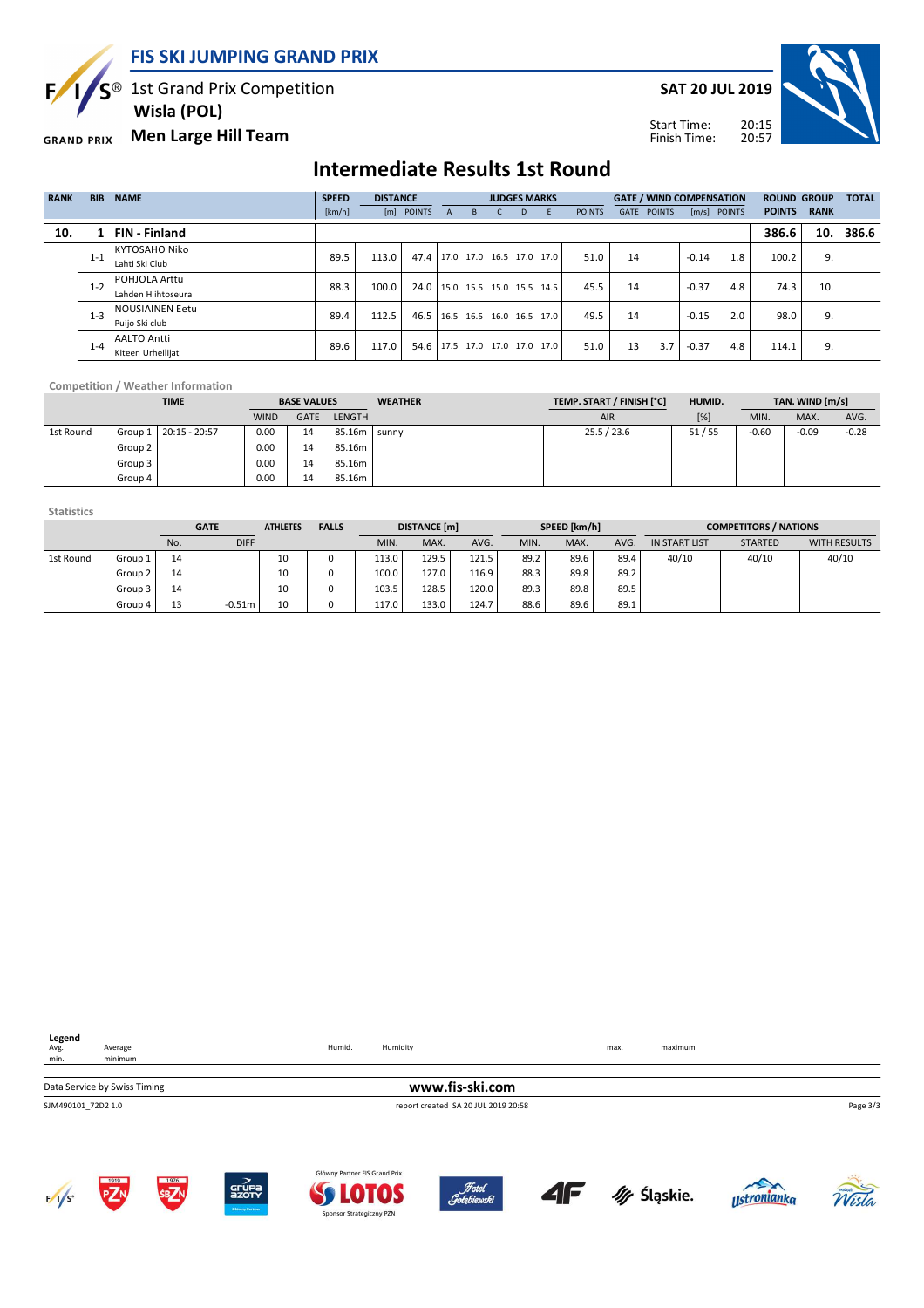# FIS SKI JUMPING GRAND PRIX

1st Grand Prix Competition
**Wisla (POL)**
**Men Large Hill Team**

**SAT 20 JUL 2019**

Start Time: 20:15
Finish Time: 20:57

## Intermediate Results 1st Round

| RANK | BIB | NAME | SPEED [km/h] | DISTANCE [m] | DISTANCE POINTS | JUDGES MARKS A | B | C | D | E | POINTS | GATE | GATE POINTS | WIND [m/s] | WIND POINTS | ROUND POINTS | GROUP RANK | TOTAL |
|---|---|---|---|---|---|---|---|---|---|---|---|---|---|---|---|---|---|---|
| 10. | 1 | FIN - Finland | | | | | | | | | | | | | | 386.6 | 10. | 386.6 |
| | 1-1 | KYTOSAHO Niko<br>Lahti Ski Club | 89.5 | 113.0 | 47.4 | 17.0 | 17.0 | 16.5 | 17.0 | 17.0 | 51.0 | 14 | | -0.14 | 1.8 | 100.2 | 9. | |
| | 1-2 | POHJOLA Arttu<br>Lahden Hiihtoseura | 88.3 | 100.0 | 24.0 | 15.0 | 15.5 | 15.0 | 15.5 | 14.5 | 45.5 | 14 | | -0.37 | 4.8 | 74.3 | 10. | |
| | 1-3 | NOUSIAINEN Eetu<br>Puijo Ski club | 89.4 | 112.5 | 46.5 | 16.5 | 16.5 | 16.0 | 16.5 | 17.0 | 49.5 | 14 | | -0.15 | 2.0 | 98.0 | 9. | |
| | 1-4 | AALTO Antti<br>Kiteen Urheilijat | 89.6 | 117.0 | 54.6 | 17.5 | 17.0 | 17.0 | 17.0 | 17.0 | 51.0 | 13 | 3.7 | -0.37 | 4.8 | 114.1 | 9. | |

### Competition / Weather Information

| | | TIME | BASE VALUES WIND | GATE | LENGTH | WEATHER | TEMP. START / FINISH [°C] AIR | HUMID. [%] | TAN. WIND [m/s] MIN. | MAX. | AVG. |
|---|---|---|---|---|---|---|---|---|---|---|---|
| 1st Round | Group 1 | 20:15 - 20:57 | 0.00 | 14 | 85.16m | sunny | 25.5 / 23.6 | 51 / 55 | -0.60 | -0.09 | -0.28 |
| | Group 2 | | 0.00 | 14 | 85.16m | | | | | | |
| | Group 3 | | 0.00 | 14 | 85.16m | | | | | | |
| | Group 4 | | 0.00 | 14 | 85.16m | | | | | | |

### Statistics

| | | GATE No. | GATE DIFF | ATHLETES | FALLS | DISTANCE [m] MIN. | MAX. | AVG. | SPEED [km/h] MIN. | MAX. | AVG. | IN START LIST | STARTED | WITH RESULTS |
|---|---|---|---|---|---|---|---|---|---|---|---|---|---|---|
| 1st Round | Group 1 | 14 | | 10 | 0 | 113.0 | 129.5 | 121.5 | 89.2 | 89.6 | 89.4 | 40/10 | 40/10 | 40/10 |
| | Group 2 | 14 | | 10 | 0 | 100.0 | 127.0 | 116.9 | 88.3 | 89.8 | 89.2 | | | |
| | Group 3 | 14 | | 10 | 0 | 103.5 | 128.5 | 120.0 | 89.3 | 89.8 | 89.5 | | | |
| | Group 4 | 13 | -0.51m | 10 | 0 | 117.0 | 133.0 | 124.7 | 88.6 | 89.6 | 89.1 | | | |

**Legend**
Avg. Average
min. minimum
Humid. Humidity
max. maximum

Data Service by Swiss Timing
www.fis-ski.com
SJM490101_72D2 1.0
report created SA 20 JUL 2019 20:58